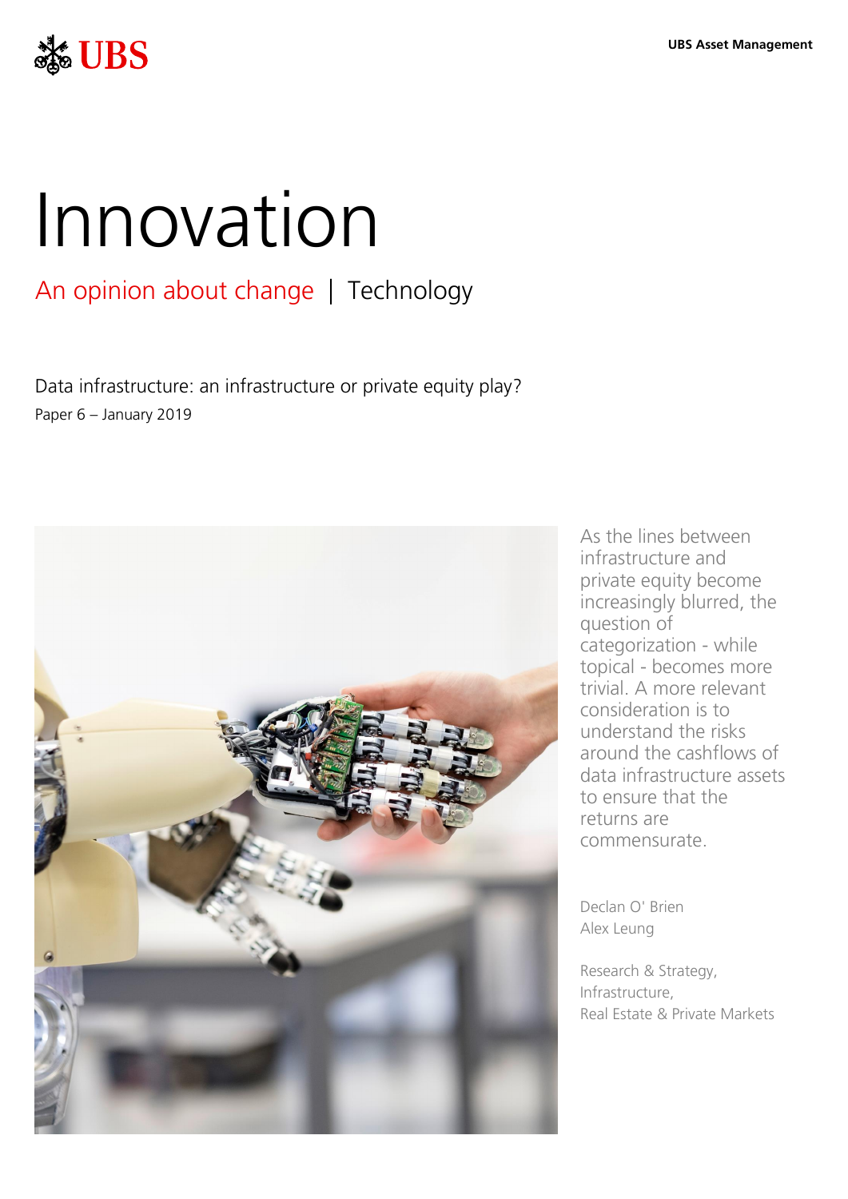UBS

UBS Asset Management

# Innovation

## An opinion about change | Technology

Data infrastructure: an infrastructure or private equity play?

Paper 6 – January 2019

As the lines between infrastructure and private equity become increasingly blurred, the question of categorization - while topical - becomes more trivial. A more relevant consideration is to understand the risks around the cashflows of data infrastructure assets to ensure that the returns are commensurate.

Declan O' Brien
Alex Leung

Research & Strategy,
Infrastructure,
Real Estate & Private Markets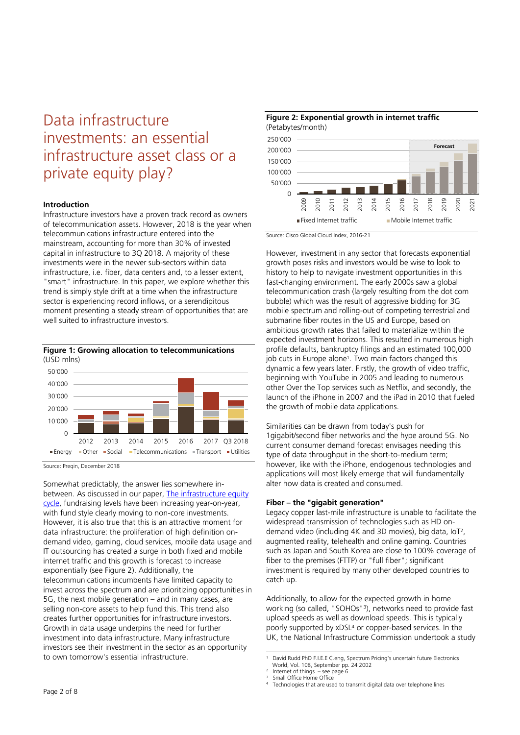# Data infrastructure investments: an essential infrastructure asset class or a private equity play?

### Introduction

Infrastructure investors have a proven track record as owners of telecommunication assets. However, 2018 is the year when telecommunications infrastructure entered into the mainstream, accounting for more than 30% of invested capital in infrastructure to 3Q 2018. A majority of these investments were in the newer sub-sectors within data infrastructure, i.e. fiber, data centers and, to a lesser extent, "smart" infrastructure. In this paper, we explore whether this trend is simply style drift at a time when the infrastructure sector is experiencing record inflows, or a serendipitous moment presenting a steady stream of opportunities that are well suited to infrastructure investors.

**Figure 1: Growing allocation to telecommunications**
(USD mlns)

Source: Preqin, December 2018

Somewhat predictably, the answer lies somewhere in-between. As discussed in our paper, The infrastructure equity cycle, fundraising levels have been increasing year-on-year, with fund style clearly moving to non-core investments. However, it is also true that this is an attractive moment for data infrastructure: the proliferation of high definition on-demand video, gaming, cloud services, mobile data usage and IT outsourcing has created a surge in both fixed and mobile internet traffic and this growth is forecast to increase exponentially (see Figure 2). Additionally, the telecommunications incumbents have limited capacity to invest across the spectrum and are prioritizing opportunities in 5G, the next mobile generation – and in many cases, are selling non-core assets to help fund this. This trend also creates further opportunities for infrastructure investors. Growth in data usage underpins the need for further investment into data infrastructure. Many infrastructure investors see their investment in the sector as an opportunity to own tomorrow's essential infrastructure.

**Figure 2: Exponential growth in internet traffic**
(Petabytes/month)

Source: Cisco Global Cloud Index, 2016-21

However, investment in any sector that forecasts exponential growth poses risks and investors would be wise to look to history to help to navigate investment opportunities in this fast-changing environment. The early 2000s saw a global telecommunication crash (largely resulting from the dot com bubble) which was the result of aggressive bidding for 3G mobile spectrum and rolling-out of competing terrestrial and submarine fiber routes in the US and Europe, based on ambitious growth rates that failed to materialize within the expected investment horizons. This resulted in numerous high profile defaults, bankruptcy filings and an estimated 100,000 job cuts in Europe alone[1]. Two main factors changed this dynamic a few years later. Firstly, the growth of video traffic, beginning with YouTube in 2005 and leading to numerous other Over the Top services such as Netflix, and secondly, the launch of the iPhone in 2007 and the iPad in 2010 that fueled the growth of mobile data applications.

Similarities can be drawn from today's push for 1gigabit/second fiber networks and the hype around 5G. No current consumer demand forecast envisages needing this type of data throughput in the short-to-medium term; however, like with the iPhone, endogenous technologies and applications will most likely emerge that will fundamentally alter how data is created and consumed.

### Fiber – the "gigabit generation"

Legacy copper last-mile infrastructure is unable to facilitate the widespread transmission of technologies such as HD on-demand video (including 4K and 3D movies), big data, IoT[2], augmented reality, telehealth and online gaming. Countries such as Japan and South Korea are close to 100% coverage of fiber to the premises (FTTP) or "full fiber"; significant investment is required by many other developed countries to catch up.

Additionally, to allow for the expected growth in home working (so called, "SOHOs"[3]), networks need to provide fast upload speeds as well as download speeds. This is typically poorly supported by xDSL[4] or copper-based services. In the UK, the National Infrastructure Commission undertook a study

---

[1] David Rudd PhD F.I.E.E C.eng, Spectrum Pricing's uncertain future Electronics World, Vol. 108, September pp. 24 2002
[2] Internet of things – see page 6
[3] Small Office Home Office
[4] Technologies that are used to transmit digital data over telephone lines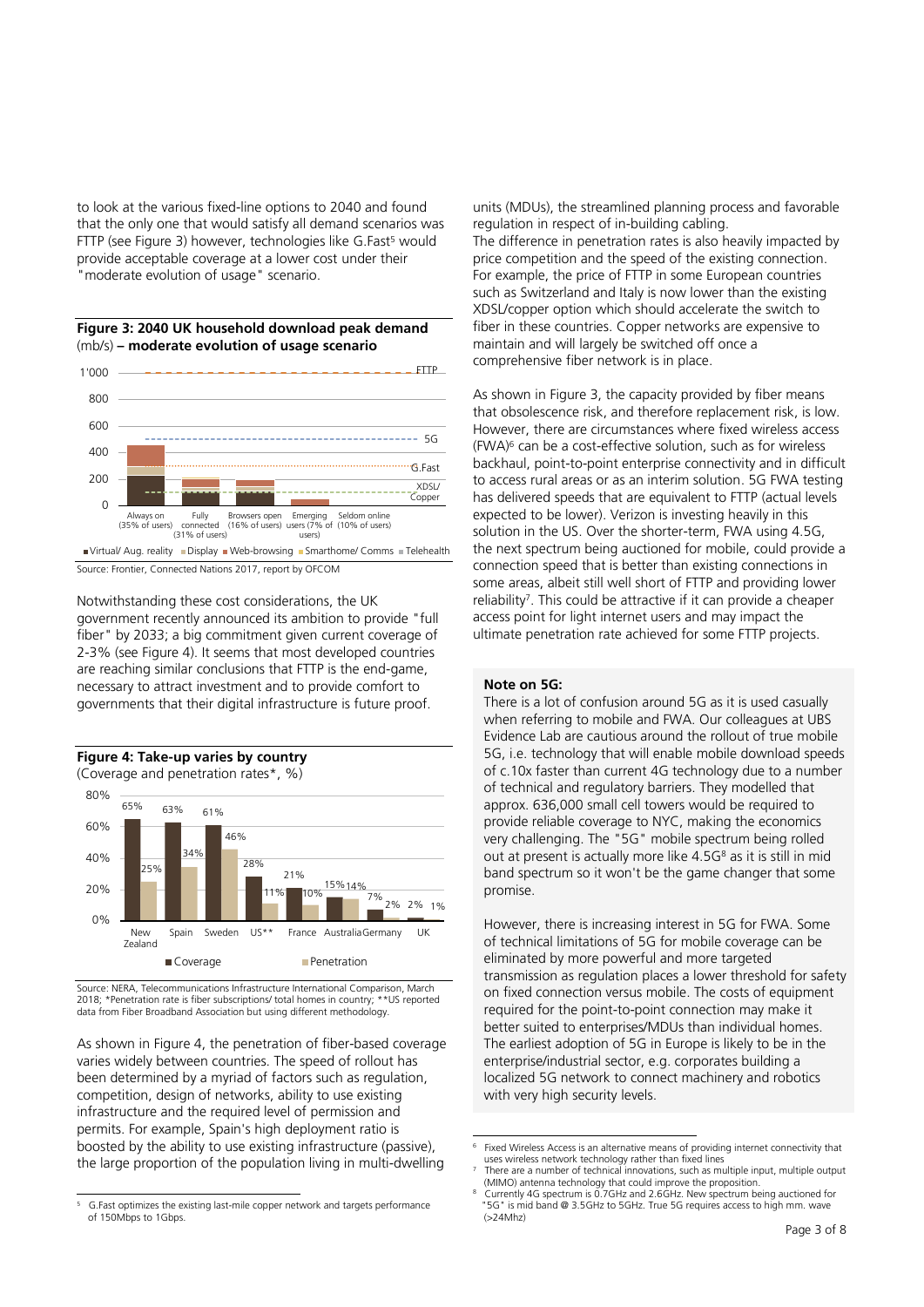to look at the various fixed-line options to 2040 and found that the only one that would satisfy all demand scenarios was FTTP (see Figure 3) however, technologies like G.Fast[5] would provide acceptable coverage at a lower cost under their "moderate evolution of usage" scenario.

**Figure 3: 2040 UK household download peak demand** (mb/s) **– moderate evolution of usage scenario**

Source: Frontier, Connected Nations 2017, report by OFCOM

Notwithstanding these cost considerations, the UK government recently announced its ambition to provide "full fiber" by 2033; a big commitment given current coverage of 2-3% (see Figure 4). It seems that most developed countries are reaching similar conclusions that FTTP is the end-game, necessary to attract investment and to provide comfort to governments that their digital infrastructure is future proof.

**Figure 4: Take-up varies by country**
(Coverage and penetration rates*, %)

| | New Zealand | Spain | Sweden | US** | France | Australia | Germany | UK |
|---|---|---|---|---|---|---|---|---|
| Coverage | 65% | 63% | 61% | 28% | 21% | 15% | 7% | 2% |
| Penetration | 25% | 34% | 46% | 11% | 10% | 14% | 2% | 1% |

Source: NERA, Telecommunications Infrastructure International Comparison, March 2018; *Penetration rate is fiber subscriptions/ total homes in country; **US reported data from Fiber Broadband Association but using different methodology.

As shown in Figure 4, the penetration of fiber-based coverage varies widely between countries. The speed of rollout has been determined by a myriad of factors such as regulation, competition, design of networks, ability to use existing infrastructure and the required level of permission and permits. For example, Spain's high deployment ratio is boosted by the ability to use existing infrastructure (passive), the large proportion of the population living in multi-dwelling units (MDUs), the streamlined planning process and favorable regulation in respect of in-building cabling.

The difference in penetration rates is also heavily impacted by price competition and the speed of the existing connection. For example, the price of FTTP in some European countries such as Switzerland and Italy is now lower than the existing XDSL/copper option which should accelerate the switch to fiber in these countries. Copper networks are expensive to maintain and will largely be switched off once a comprehensive fiber network is in place.

As shown in Figure 3, the capacity provided by fiber means that obsolescence risk, and therefore replacement risk, is low. However, there are circumstances where fixed wireless access (FWA)[6] can be a cost-effective solution, such as for wireless backhaul, point-to-point enterprise connectivity and in difficult to access rural areas or as an interim solution. 5G FWA testing has delivered speeds that are equivalent to FTTP (actual levels expected to be lower). Verizon is investing heavily in this solution in the US. Over the shorter-term, FWA using 4.5G, the next spectrum being auctioned for mobile, could provide a connection speed that is better than existing connections in some areas, albeit still well short of FTTP and providing lower reliability[7]. This could be attractive if it can provide a cheaper access point for light internet users and may impact the ultimate penetration rate achieved for some FTTP projects.

**Note on 5G:**

There is a lot of confusion around 5G as it is used casually when referring to mobile and FWA. Our colleagues at UBS Evidence Lab are cautious around the rollout of true mobile 5G, i.e. technology that will enable mobile download speeds of c.10x faster than current 4G technology due to a number of technical and regulatory barriers. They modelled that approx. 636,000 small cell towers would be required to provide reliable coverage to NYC, making the economics very challenging. The "5G" mobile spectrum being rolled out at present is actually more like 4.5G[8] as it is still in mid band spectrum so it won't be the game changer that some promise.

However, there is increasing interest in 5G for FWA. Some of technical limitations of 5G for mobile coverage can be eliminated by more powerful and more targeted transmission as regulation places a lower threshold for safety on fixed connection versus mobile. The costs of equipment required for the point-to-point connection may make it better suited to enterprises/MDUs than individual homes. The earliest adoption of 5G in Europe is likely to be in the enterprise/industrial sector, e.g. corporates building a localized 5G network to connect machinery and robotics with very high security levels.

---

[5] G.Fast optimizes the existing last-mile copper network and targets performance of 150Mbps to 1Gbps.

[6] Fixed Wireless Access is an alternative means of providing internet connectivity that uses wireless network technology rather than fixed lines

[7] There are a number of technical innovations, such as multiple input, multiple output (MIMO) antenna technology that could improve the proposition.

[8] Currently 4G spectrum is 0.7GHz and 2.6GHz. New spectrum being auctioned for "5G" is mid band @ 3.5GHz to 5GHz. True 5G requires access to high mm. wave (>24Mhz)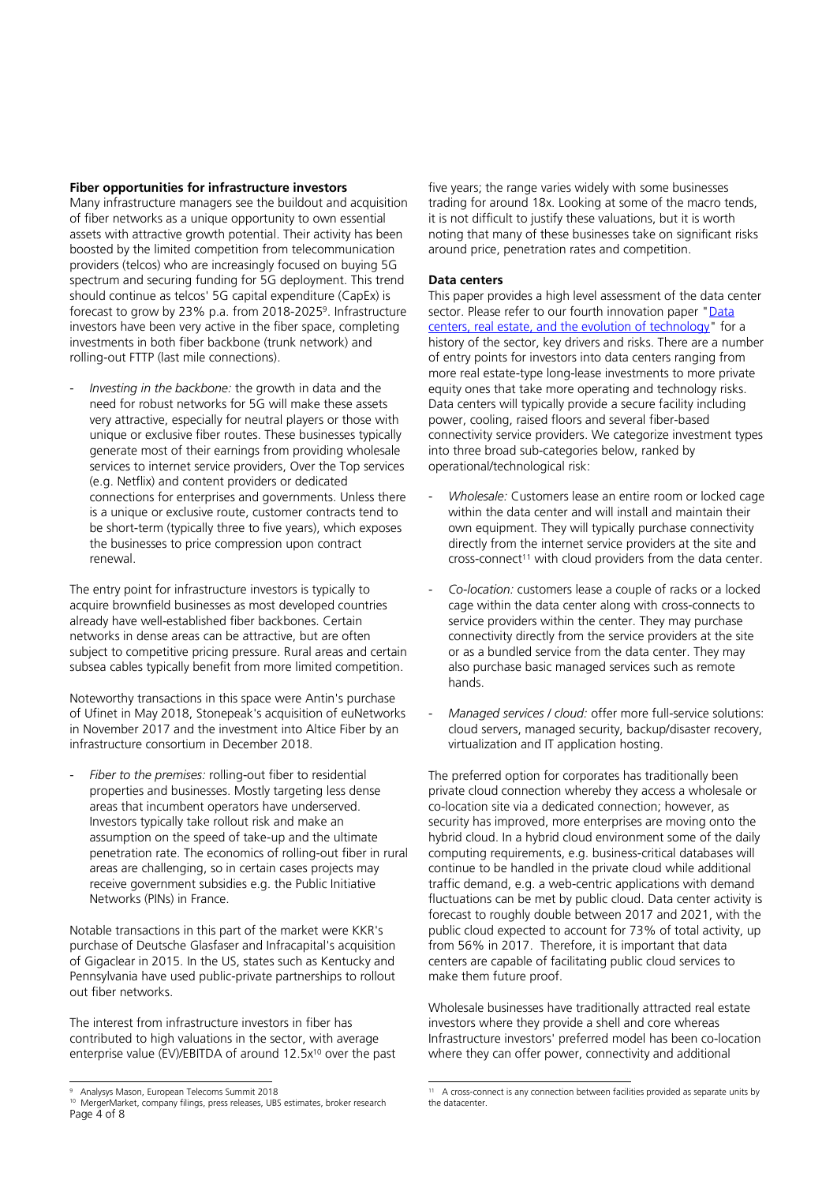### Fiber opportunities for infrastructure investors

Many infrastructure managers see the buildout and acquisition of fiber networks as a unique opportunity to own essential assets with attractive growth potential. Their activity has been boosted by the limited competition from telecommunication providers (telcos) who are increasingly focused on buying 5G spectrum and securing funding for 5G deployment. This trend should continue as telcos' 5G capital expenditure (CapEx) is forecast to grow by 23% p.a. from 2018-2025[9]. Infrastructure investors have been very active in the fiber space, completing investments in both fiber backbone (trunk network) and rolling-out FTTP (last mile connections).

- *Investing in the backbone:* the growth in data and the need for robust networks for 5G will make these assets very attractive, especially for neutral players or those with unique or exclusive fiber routes. These businesses typically generate most of their earnings from providing wholesale services to internet service providers, Over the Top services (e.g. Netflix) and content providers or dedicated connections for enterprises and governments. Unless there is a unique or exclusive route, customer contracts tend to be short-term (typically three to five years), which exposes the businesses to price compression upon contract renewal.

The entry point for infrastructure investors is typically to acquire brownfield businesses as most developed countries already have well-established fiber backbones. Certain networks in dense areas can be attractive, but are often subject to competitive pricing pressure. Rural areas and certain subsea cables typically benefit from more limited competition.

Noteworthy transactions in this space were Antin's purchase of Ufinet in May 2018, Stonepeak's acquisition of euNetworks in November 2017 and the investment into Altice Fiber by an infrastructure consortium in December 2018.

- *Fiber to the premises:* rolling-out fiber to residential properties and businesses. Mostly targeting less dense areas that incumbent operators have underserved. Investors typically take rollout risk and make an assumption on the speed of take-up and the ultimate penetration rate. The economics of rolling-out fiber in rural areas are challenging, so in certain cases projects may receive government subsidies e.g. the Public Initiative Networks (PINs) in France.

Notable transactions in this part of the market were KKR's purchase of Deutsche Glasfaser and Infracapital's acquisition of Gigaclear in 2015. In the US, states such as Kentucky and Pennsylvania have used public-private partnerships to rollout out fiber networks.

The interest from infrastructure investors in fiber has contributed to high valuations in the sector, with average enterprise value (EV)/EBITDA of around 12.5x[10] over the past five years; the range varies widely with some businesses trading for around 18x. Looking at some of the macro tends, it is not difficult to justify these valuations, but it is worth noting that many of these businesses take on significant risks around price, penetration rates and competition.

### Data centers

This paper provides a high level assessment of the data center sector. Please refer to our fourth innovation paper "[Data centers, real estate, and the evolution of technology]" for a history of the sector, key drivers and risks. There are a number of entry points for investors into data centers ranging from more real estate-type long-lease investments to more private equity ones that take more operating and technology risks. Data centers will typically provide a secure facility including power, cooling, raised floors and several fiber-based connectivity service providers. We categorize investment types into three broad sub-categories below, ranked by operational/technological risk:

- *Wholesale:* Customers lease an entire room or locked cage within the data center and will install and maintain their own equipment. They will typically purchase connectivity directly from the internet service providers at the site and cross-connect[11] with cloud providers from the data center.
- *Co-location:* customers lease a couple of racks or a locked cage within the data center along with cross-connects to service providers within the center. They may purchase connectivity directly from the service providers at the site or as a bundled service from the data center. They may also purchase basic managed services such as remote hands.
- *Managed services / cloud:* offer more full-service solutions: cloud servers, managed security, backup/disaster recovery, virtualization and IT application hosting.

The preferred option for corporates has traditionally been private cloud connection whereby they access a wholesale or co-location site via a dedicated connection; however, as security has improved, more enterprises are moving onto the hybrid cloud. In a hybrid cloud environment some of the daily computing requirements, e.g. business-critical databases will continue to be handled in the private cloud while additional traffic demand, e.g. a web-centric applications with demand fluctuations can be met by public cloud. Data center activity is forecast to roughly double between 2017 and 2021, with the public cloud expected to account for 73% of total activity, up from 56% in 2017. Therefore, it is important that data centers are capable of facilitating public cloud services to make them future proof.

Wholesale businesses have traditionally attracted real estate investors where they provide a shell and core whereas Infrastructure investors' preferred model has been co-location where they can offer power, connectivity and additional

---

[9] Analysys Mason, European Telecoms Summit 2018

[10] MergerMarket, company filings, press releases, UBS estimates, broker research

[11] A cross-connect is any connection between facilities provided as separate units by the datacenter.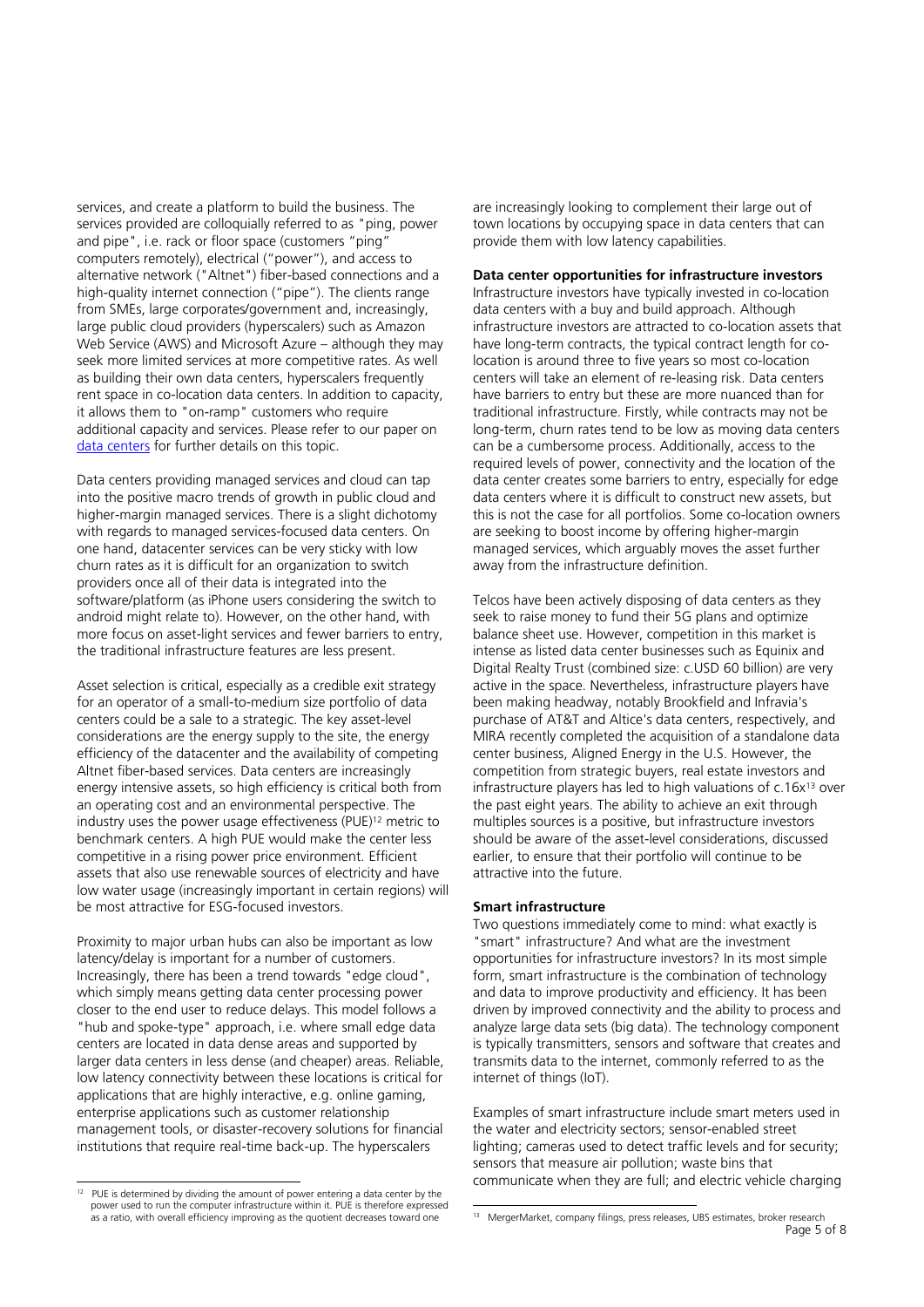services, and create a platform to build the business. The services provided are colloquially referred to as "ping, power and pipe", i.e. rack or floor space (customers "ping" computers remotely), electrical ("power"), and access to alternative network ("Altnet") fiber-based connections and a high-quality internet connection ("pipe"). The clients range from SMEs, large corporates/government and, increasingly, large public cloud providers (hyperscalers) such as Amazon Web Service (AWS) and Microsoft Azure – although they may seek more limited services at more competitive rates. As well as building their own data centers, hyperscalers frequently rent space in co-location data centers. In addition to capacity, it allows them to "on-ramp" customers who require additional capacity and services. Please refer to our paper on data centers for further details on this topic.

Data centers providing managed services and cloud can tap into the positive macro trends of growth in public cloud and higher-margin managed services. There is a slight dichotomy with regards to managed services-focused data centers. On one hand, datacenter services can be very sticky with low churn rates as it is difficult for an organization to switch providers once all of their data is integrated into the software/platform (as iPhone users considering the switch to android might relate to). However, on the other hand, with more focus on asset-light services and fewer barriers to entry, the traditional infrastructure features are less present.

Asset selection is critical, especially as a credible exit strategy for an operator of a small-to-medium size portfolio of data centers could be a sale to a strategic. The key asset-level considerations are the energy supply to the site, the energy efficiency of the datacenter and the availability of competing Altnet fiber-based services. Data centers are increasingly energy intensive assets, so high efficiency is critical both from an operating cost and an environmental perspective. The industry uses the power usage effectiveness (PUE)[12] metric to benchmark centers. A high PUE would make the center less competitive in a rising power price environment. Efficient assets that also use renewable sources of electricity and have low water usage (increasingly important in certain regions) will be most attractive for ESG-focused investors.

Proximity to major urban hubs can also be important as low latency/delay is important for a number of customers. Increasingly, there has been a trend towards "edge cloud", which simply means getting data center processing power closer to the end user to reduce delays. This model follows a "hub and spoke-type" approach, i.e. where small edge data centers are located in data dense areas and supported by larger data centers in less dense (and cheaper) areas. Reliable, low latency connectivity between these locations is critical for applications that are highly interactive, e.g. online gaming, enterprise applications such as customer relationship management tools, or disaster-recovery solutions for financial institutions that require real-time back-up. The hyperscalers are increasingly looking to complement their large out of town locations by occupying space in data centers that can provide them with low latency capabilities.

**Data center opportunities for infrastructure investors**

Infrastructure investors have typically invested in co-location data centers with a buy and build approach. Although infrastructure investors are attracted to co-location assets that have long-term contracts, the typical contract length for co-location is around three to five years so most co-location centers will take an element of re-leasing risk. Data centers have barriers to entry but these are more nuanced than for traditional infrastructure. Firstly, while contracts may not be long-term, churn rates tend to be low as moving data centers can be a cumbersome process. Additionally, access to the required levels of power, connectivity and the location of the data center creates some barriers to entry, especially for edge data centers where it is difficult to construct new assets, but this is not the case for all portfolios. Some co-location owners are seeking to boost income by offering higher-margin managed services, which arguably moves the asset further away from the infrastructure definition.

Telcos have been actively disposing of data centers as they seek to raise money to fund their 5G plans and optimize balance sheet use. However, competition in this market is intense as listed data center businesses such as Equinix and Digital Realty Trust (combined size: c.USD 60 billion) are very active in the space. Nevertheless, infrastructure players have been making headway, notably Brookfield and Infravia's purchase of AT&T and Altice's data centers, respectively, and MIRA recently completed the acquisition of a standalone data center business, Aligned Energy in the U.S. However, the competition from strategic buyers, real estate investors and infrastructure players has led to high valuations of c.16x[13] over the past eight years. The ability to achieve an exit through multiples sources is a positive, but infrastructure investors should be aware of the asset-level considerations, discussed earlier, to ensure that their portfolio will continue to be attractive into the future.

**Smart infrastructure**

Two questions immediately come to mind: what exactly is "smart" infrastructure? And what are the investment opportunities for infrastructure investors? In its most simple form, smart infrastructure is the combination of technology and data to improve productivity and efficiency. It has been driven by improved connectivity and the ability to process and analyze large data sets (big data). The technology component is typically transmitters, sensors and software that creates and transmits data to the internet, commonly referred to as the internet of things (IoT).

Examples of smart infrastructure include smart meters used in the water and electricity sectors; sensor-enabled street lighting; cameras used to detect traffic levels and for security; sensors that measure air pollution; waste bins that communicate when they are full; and electric vehicle charging

---

[12] PUE is determined by dividing the amount of power entering a data center by the power used to run the computer infrastructure within it. PUE is therefore expressed as a ratio, with overall efficiency improving as the quotient decreases toward one

[13] MergerMarket, company filings, press releases, UBS estimates, broker research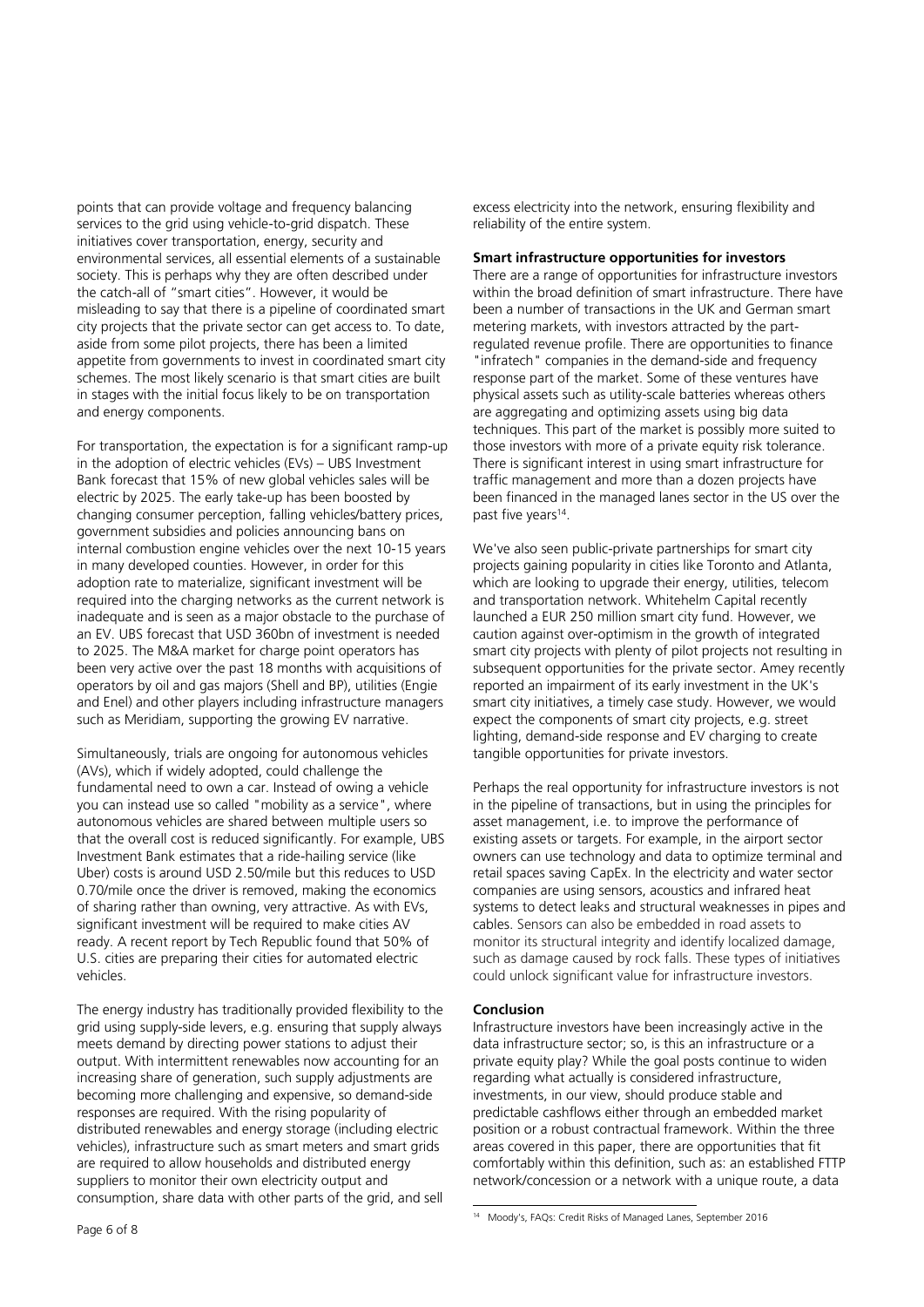points that can provide voltage and frequency balancing services to the grid using vehicle-to-grid dispatch. These initiatives cover transportation, energy, security and environmental services, all essential elements of a sustainable society. This is perhaps why they are often described under the catch-all of "smart cities". However, it would be misleading to say that there is a pipeline of coordinated smart city projects that the private sector can get access to. To date, aside from some pilot projects, there has been a limited appetite from governments to invest in coordinated smart city schemes. The most likely scenario is that smart cities are built in stages with the initial focus likely to be on transportation and energy components.

For transportation, the expectation is for a significant ramp-up in the adoption of electric vehicles (EVs) – UBS Investment Bank forecast that 15% of new global vehicles sales will be electric by 2025. The early take-up has been boosted by changing consumer perception, falling vehicles/battery prices, government subsidies and policies announcing bans on internal combustion engine vehicles over the next 10-15 years in many developed counties. However, in order for this adoption rate to materialize, significant investment will be required into the charging networks as the current network is inadequate and is seen as a major obstacle to the purchase of an EV. UBS forecast that USD 360bn of investment is needed to 2025. The M&A market for charge point operators has been very active over the past 18 months with acquisitions of operators by oil and gas majors (Shell and BP), utilities (Engie and Enel) and other players including infrastructure managers such as Meridiam, supporting the growing EV narrative.

Simultaneously, trials are ongoing for autonomous vehicles (AVs), which if widely adopted, could challenge the fundamental need to own a car. Instead of owing a vehicle you can instead use so called "mobility as a service", where autonomous vehicles are shared between multiple users so that the overall cost is reduced significantly. For example, UBS Investment Bank estimates that a ride-hailing service (like Uber) costs is around USD 2.50/mile but this reduces to USD 0.70/mile once the driver is removed, making the economics of sharing rather than owning, very attractive. As with EVs, significant investment will be required to make cities AV ready. A recent report by Tech Republic found that 50% of U.S. cities are preparing their cities for automated electric vehicles.

The energy industry has traditionally provided flexibility to the grid using supply-side levers, e.g. ensuring that supply always meets demand by directing power stations to adjust their output. With intermittent renewables now accounting for an increasing share of generation, such supply adjustments are becoming more challenging and expensive, so demand-side responses are required. With the rising popularity of distributed renewables and energy storage (including electric vehicles), infrastructure such as smart meters and smart grids are required to allow households and distributed energy suppliers to monitor their own electricity output and consumption, share data with other parts of the grid, and sell excess electricity into the network, ensuring flexibility and reliability of the entire system.

**Smart infrastructure opportunities for investors**

There are a range of opportunities for infrastructure investors within the broad definition of smart infrastructure. There have been a number of transactions in the UK and German smart metering markets, with investors attracted by the part-regulated revenue profile. There are opportunities to finance "infratech" companies in the demand-side and frequency response part of the market. Some of these ventures have physical assets such as utility-scale batteries whereas others are aggregating and optimizing assets using big data techniques. This part of the market is possibly more suited to those investors with more of a private equity risk tolerance. There is significant interest in using smart infrastructure for traffic management and more than a dozen projects have been financed in the managed lanes sector in the US over the past five years[14].

We've also seen public-private partnerships for smart city projects gaining popularity in cities like Toronto and Atlanta, which are looking to upgrade their energy, utilities, telecom and transportation network. Whitehelm Capital recently launched a EUR 250 million smart city fund. However, we caution against over-optimism in the growth of integrated smart city projects with plenty of pilot projects not resulting in subsequent opportunities for the private sector. Amey recently reported an impairment of its early investment in the UK's smart city initiatives, a timely case study. However, we would expect the components of smart city projects, e.g. street lighting, demand-side response and EV charging to create tangible opportunities for private investors.

Perhaps the real opportunity for infrastructure investors is not in the pipeline of transactions, but in using the principles for asset management, i.e. to improve the performance of existing assets or targets. For example, in the airport sector owners can use technology and data to optimize terminal and retail spaces saving CapEx. In the electricity and water sector companies are using sensors, acoustics and infrared heat systems to detect leaks and structural weaknesses in pipes and cables. Sensors can also be embedded in road assets to monitor its structural integrity and identify localized damage, such as damage caused by rock falls. These types of initiatives could unlock significant value for infrastructure investors.

**Conclusion**

Infrastructure investors have been increasingly active in the data infrastructure sector; so, is this an infrastructure or a private equity play? While the goal posts continue to widen regarding what actually is considered infrastructure, investments, in our view, should produce stable and predictable cashflows either through an embedded market position or a robust contractual framework. Within the three areas covered in this paper, there are opportunities that fit comfortably within this definition, such as: an established FTTP network/concession or a network with a unique route, a data

[14] Moody's, FAQs: Credit Risks of Managed Lanes, September 2016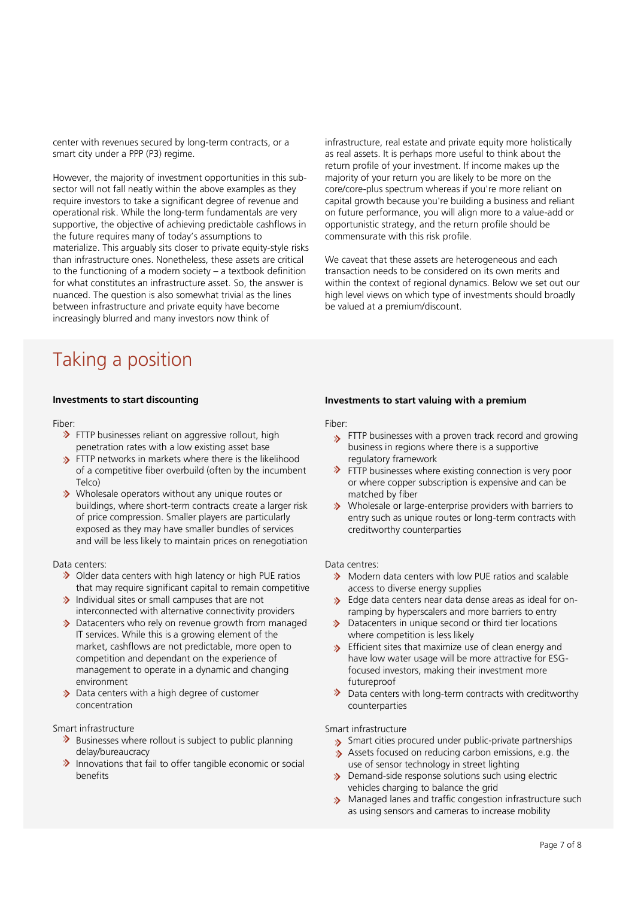center with revenues secured by long-term contracts, or a smart city under a PPP (P3) regime.

However, the majority of investment opportunities in this sub-sector will not fall neatly within the above examples as they require investors to take a significant degree of revenue and operational risk. While the long-term fundamentals are very supportive, the objective of achieving predictable cashflows in the future requires many of today's assumptions to materialize. This arguably sits closer to private equity-style risks than infrastructure ones. Nonetheless, these assets are critical to the functioning of a modern society – a textbook definition for what constitutes an infrastructure asset. So, the answer is nuanced. The question is also somewhat trivial as the lines between infrastructure and private equity have become increasingly blurred and many investors now think of infrastructure, real estate and private equity more holistically as real assets. It is perhaps more useful to think about the return profile of your investment. If income makes up the majority of your return you are likely to be more on the core/core-plus spectrum whereas if you're more reliant on capital growth because you're building a business and reliant on future performance, you will align more to a value-add or opportunistic strategy, and the return profile should be commensurate with this risk profile.

We caveat that these assets are heterogeneous and each transaction needs to be considered on its own merits and within the context of regional dynamics. Below we set out our high level views on which type of investments should broadly be valued at a premium/discount.

# Taking a position

**Investments to start discounting**

Fiber:

- FTTP businesses reliant on aggressive rollout, high penetration rates with a low existing asset base
- FTTP networks in markets where there is the likelihood of a competitive fiber overbuild (often by the incumbent Telco)
- Wholesale operators without any unique routes or buildings, where short-term contracts create a larger risk of price compression. Smaller players are particularly exposed as they may have smaller bundles of services and will be less likely to maintain prices on renegotiation

Data centers:

- Older data centers with high latency or high PUE ratios that may require significant capital to remain competitive
- Individual sites or small campuses that are not interconnected with alternative connectivity providers
- Datacenters who rely on revenue growth from managed IT services. While this is a growing element of the market, cashflows are not predictable, more open to competition and dependant on the experience of management to operate in a dynamic and changing environment
- Data centers with a high degree of customer concentration

Smart infrastructure

- Businesses where rollout is subject to public planning delay/bureaucracy
- Innovations that fail to offer tangible economic or social benefits

**Investments to start valuing with a premium**

Fiber:

- FTTP businesses with a proven track record and growing business in regions where there is a supportive regulatory framework
- FTTP businesses where existing connection is very poor or where copper subscription is expensive and can be matched by fiber
- Wholesale or large-enterprise providers with barriers to entry such as unique routes or long-term contracts with creditworthy counterparties

Data centres:

- Modern data centers with low PUE ratios and scalable access to diverse energy supplies
- Edge data centers near data dense areas as ideal for on-ramping by hyperscalers and more barriers to entry
- Datacenters in unique second or third tier locations where competition is less likely
- Efficient sites that maximize use of clean energy and have low water usage will be more attractive for ESG-focused investors, making their investment more futureproof
- Data centers with long-term contracts with creditworthy counterparties

Smart infrastructure

- Smart cities procured under public-private partnerships
- Assets focused on reducing carbon emissions, e.g. the use of sensor technology in street lighting
- Demand-side response solutions such using electric vehicles charging to balance the grid
- Managed lanes and traffic congestion infrastructure such as using sensors and cameras to increase mobility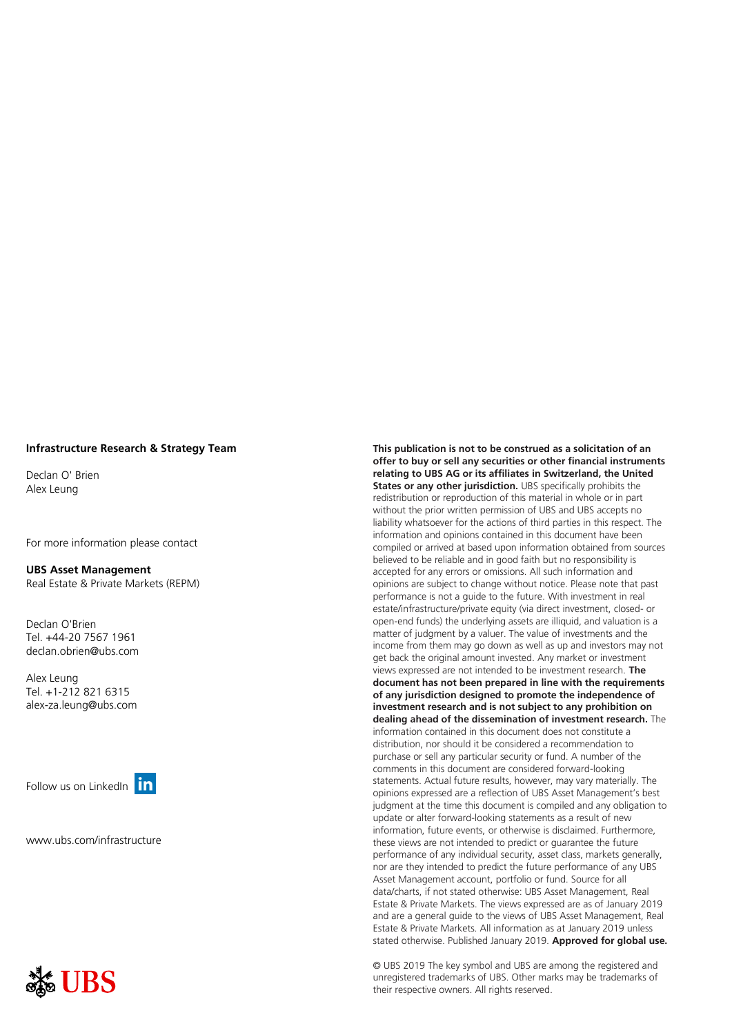**Infrastructure Research & Strategy Team**

Declan O' Brien
Alex Leung

For more information please contact

**UBS Asset Management**
Real Estate & Private Markets (REPM)

Declan O'Brien
Tel. +44-20 7567 1961
declan.obrien@ubs.com

Alex Leung
Tel. +1-212 821 6315
alex-za.leung@ubs.com

Follow us on LinkedIn

www.ubs.com/infrastructure

**This publication is not to be construed as a solicitation of an offer to buy or sell any securities or other financial instruments relating to UBS AG or its affiliates in Switzerland, the United States or any other jurisdiction.** UBS specifically prohibits the redistribution or reproduction of this material in whole or in part without the prior written permission of UBS and UBS accepts no liability whatsoever for the actions of third parties in this respect. The information and opinions contained in this document have been compiled or arrived at based upon information obtained from sources believed to be reliable and in good faith but no responsibility is accepted for any errors or omissions. All such information and opinions are subject to change without notice. Please note that past performance is not a guide to the future. With investment in real estate/infrastructure/private equity (via direct investment, closed- or open-end funds) the underlying assets are illiquid, and valuation is a matter of judgment by a valuer. The value of investments and the income from them may go down as well as up and investors may not get back the original amount invested. Any market or investment views expressed are not intended to be investment research. **The document has not been prepared in line with the requirements of any jurisdiction designed to promote the independence of investment research and is not subject to any prohibition on dealing ahead of the dissemination of investment research.** The information contained in this document does not constitute a distribution, nor should it be considered a recommendation to purchase or sell any particular security or fund. A number of the comments in this document are considered forward-looking statements. Actual future results, however, may vary materially. The opinions expressed are a reflection of UBS Asset Management's best judgment at the time this document is compiled and any obligation to update or alter forward-looking statements as a result of new information, future events, or otherwise is disclaimed. Furthermore, these views are not intended to predict or guarantee the future performance of any individual security, asset class, markets generally, nor are they intended to predict the future performance of any UBS Asset Management account, portfolio or fund. Source for all data/charts, if not stated otherwise: UBS Asset Management, Real Estate & Private Markets. The views expressed are as of January 2019 and are a general guide to the views of UBS Asset Management, Real Estate & Private Markets. All information as at January 2019 unless stated otherwise. Published January 2019. **Approved for global use.**

© UBS 2019 The key symbol and UBS are among the registered and unregistered trademarks of UBS. Other marks may be trademarks of their respective owners. All rights reserved.